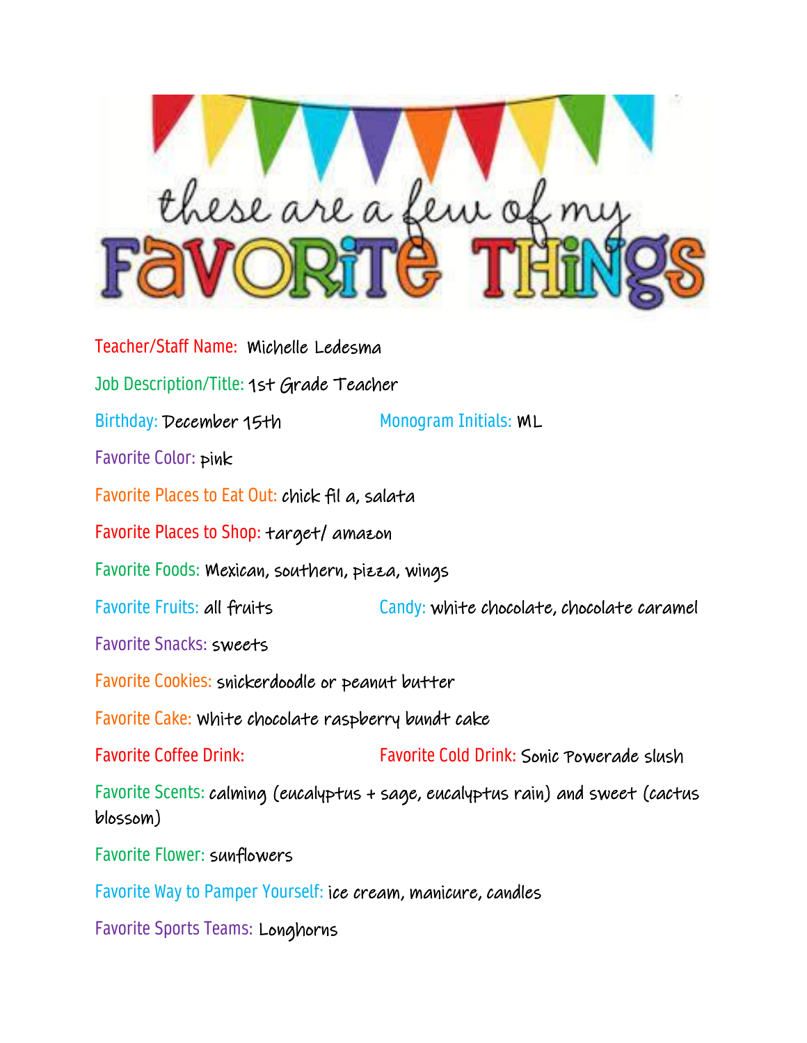# these are a few of my FAVORITE THINGS

**Teacher/Staff Name:** Michelle Ledesma

**Job Description/Title:** 1st Grade Teacher

**Birthday:** December 15th

**Monogram Initials:** ML

**Favorite Color:** pink

**Favorite Places to Eat Out:** chick fil a, salata

**Favorite Places to Shop:** target/ amazon

**Favorite Foods:** Mexican, southern, pizza, wings

**Favorite Fruits:** all fruits

**Candy:** white chocolate, chocolate caramel

**Favorite Snacks:** sweets

**Favorite Cookies:** snickerdoodle or peanut butter

**Favorite Cake:** white chocolate raspberry bundt cake

**Favorite Coffee Drink:**

**Favorite Cold Drink:** Sonic Powerade slush

**Favorite Scents:** calming (eucalyptus + sage, eucalyptus rain) and sweet (cactus blossom)

**Favorite Flower:** sunflowers

**Favorite Way to Pamper Yourself:** ice cream, manicure, candles

**Favorite Sports Teams:** Longhorns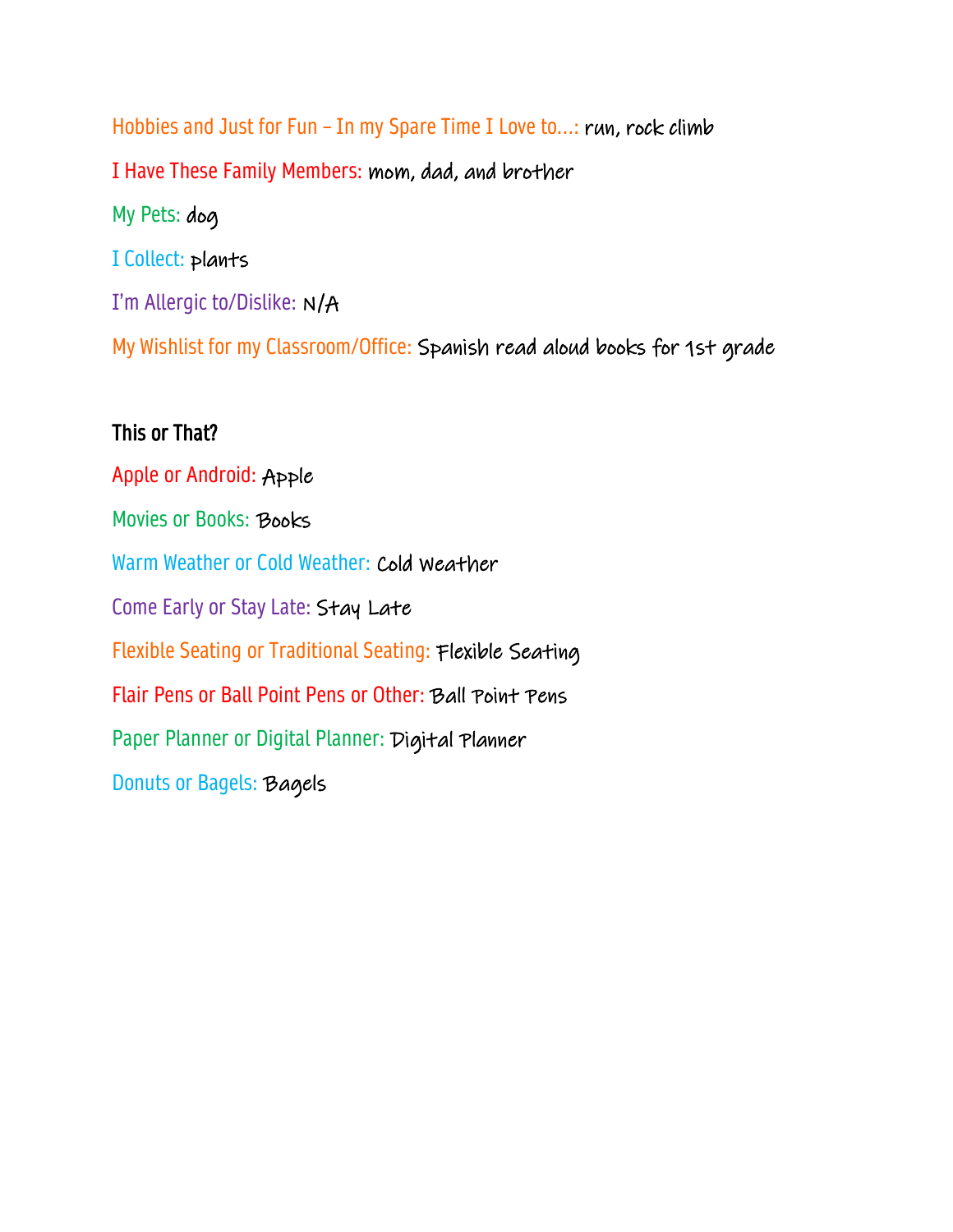Hobbies and Just for Fun – In my Spare Time I Love to…: run, rock climb

I Have These Family Members: mom, dad, and brother

My Pets: dog

I Collect: plants

I'm Allergic to/Dislike: N/A

My Wishlist for my Classroom/Office: Spanish read aloud books for 1st grade

**This or That?**

Apple or Android: Apple

Movies or Books: Books

Warm Weather or Cold Weather: Cold Weather

Come Early or Stay Late: Stay Late

Flexible Seating or Traditional Seating: Flexible Seating

Flair Pens or Ball Point Pens or Other: Ball Point Pens

Paper Planner or Digital Planner: Digital Planner

Donuts or Bagels: Bagels